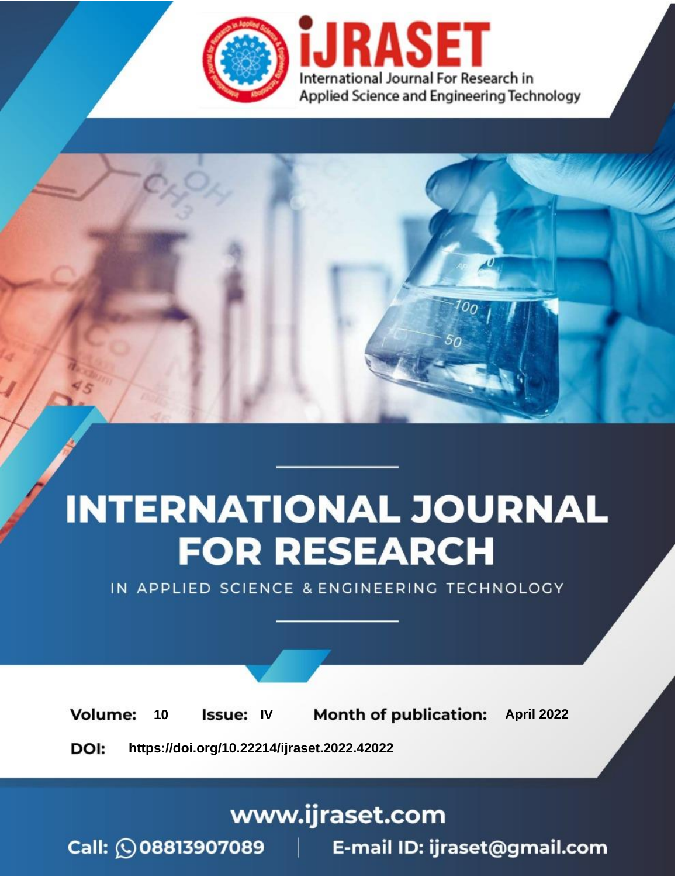# INTERNATIONAL JOURNAL FOR RESEARCH

IN APPLIED SCIENCE & ENGINEERING TECHNOLOGY

**Volume:** 10 **Issue:** IV **Month of publication:** April 2022

**DOI:** https://doi.org/10.22214/ijraset.2022.42022

www.ijraset.com

Call: 08813907089 | E-mail ID: ijraset@gmail.com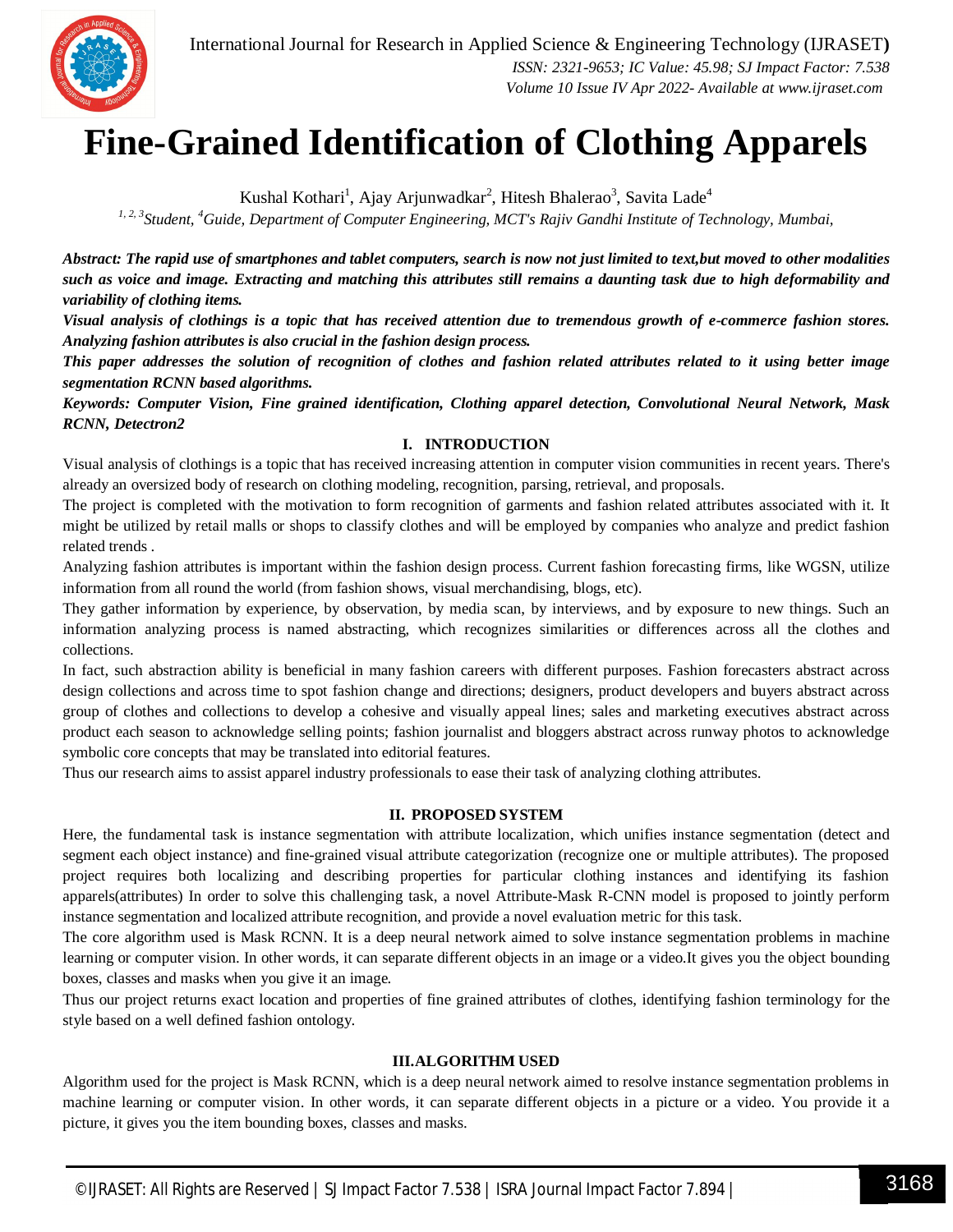# Fine-Grained Identification of Clothing Apparels

Kushal Kothari[1], Ajay Arjunwadkar[2], Hitesh Bhalerao[3], Savita Lade[4]

[1, 2, 3]*Student*, [4]*Guide, Department of Computer Engineering, MCT's Rajiv Gandhi Institute of Technology, Mumbai,*

***Abstract: The rapid use of smartphones and tablet computers, search is now not just limited to text,but moved to other modalities such as voice and image. Extracting and matching this attributes still remains a daunting task due to high deformability and variability of clothing items.***

***Visual analysis of clothings is a topic that has received attention due to tremendous growth of e-commerce fashion stores. Analyzing fashion attributes is also crucial in the fashion design process.***

***This paper addresses the solution of recognition of clothes and fashion related attributes related to it using better image segmentation RCNN based algorithms.***

***Keywords: Computer Vision, Fine grained identification, Clothing apparel detection, Convolutional Neural Network, Mask RCNN, Detectron2***

## I. INTRODUCTION

Visual analysis of clothings is a topic that has received increasing attention in computer vision communities in recent years. There's already an oversized body of research on clothing modeling, recognition, parsing, retrieval, and proposals.

The project is completed with the motivation to form recognition of garments and fashion related attributes associated with it. It might be utilized by retail malls or shops to classify clothes and will be employed by companies who analyze and predict fashion related trends .

Analyzing fashion attributes is important within the fashion design process. Current fashion forecasting firms, like WGSN, utilize information from all round the world (from fashion shows, visual merchandising, blogs, etc).

They gather information by experience, by observation, by media scan, by interviews, and by exposure to new things. Such an information analyzing process is named abstracting, which recognizes similarities or differences across all the clothes and collections.

In fact, such abstraction ability is beneficial in many fashion careers with different purposes. Fashion forecasters abstract across design collections and across time to spot fashion change and directions; designers, product developers and buyers abstract across group of clothes and collections to develop a cohesive and visually appeal lines; sales and marketing executives abstract across product each season to acknowledge selling points; fashion journalist and bloggers abstract across runway photos to acknowledge symbolic core concepts that may be translated into editorial features.

Thus our research aims to assist apparel industry professionals to ease their task of analyzing clothing attributes.

## II. PROPOSED SYSTEM

Here, the fundamental task is instance segmentation with attribute localization, which unifies instance segmentation (detect and segment each object instance) and fine-grained visual attribute categorization (recognize one or multiple attributes). The proposed project requires both localizing and describing properties for particular clothing instances and identifying its fashion apparels(attributes) In order to solve this challenging task, a novel Attribute-Mask R-CNN model is proposed to jointly perform instance segmentation and localized attribute recognition, and provide a novel evaluation metric for this task.

The core algorithm used is Mask RCNN. It is a deep neural network aimed to solve instance segmentation problems in machine learning or computer vision. In other words, it can separate different objects in an image or a video.It gives you the object bounding boxes, classes and masks when you give it an image.

Thus our project returns exact location and properties of fine grained attributes of clothes, identifying fashion terminology for the style based on a well defined fashion ontology.

## III.ALGORITHM USED

Algorithm used for the project is Mask RCNN, which is a deep neural network aimed to resolve instance segmentation problems in machine learning or computer vision. In other words, it can separate different objects in a picture or a video. You provide it a picture, it gives you the item bounding boxes, classes and masks.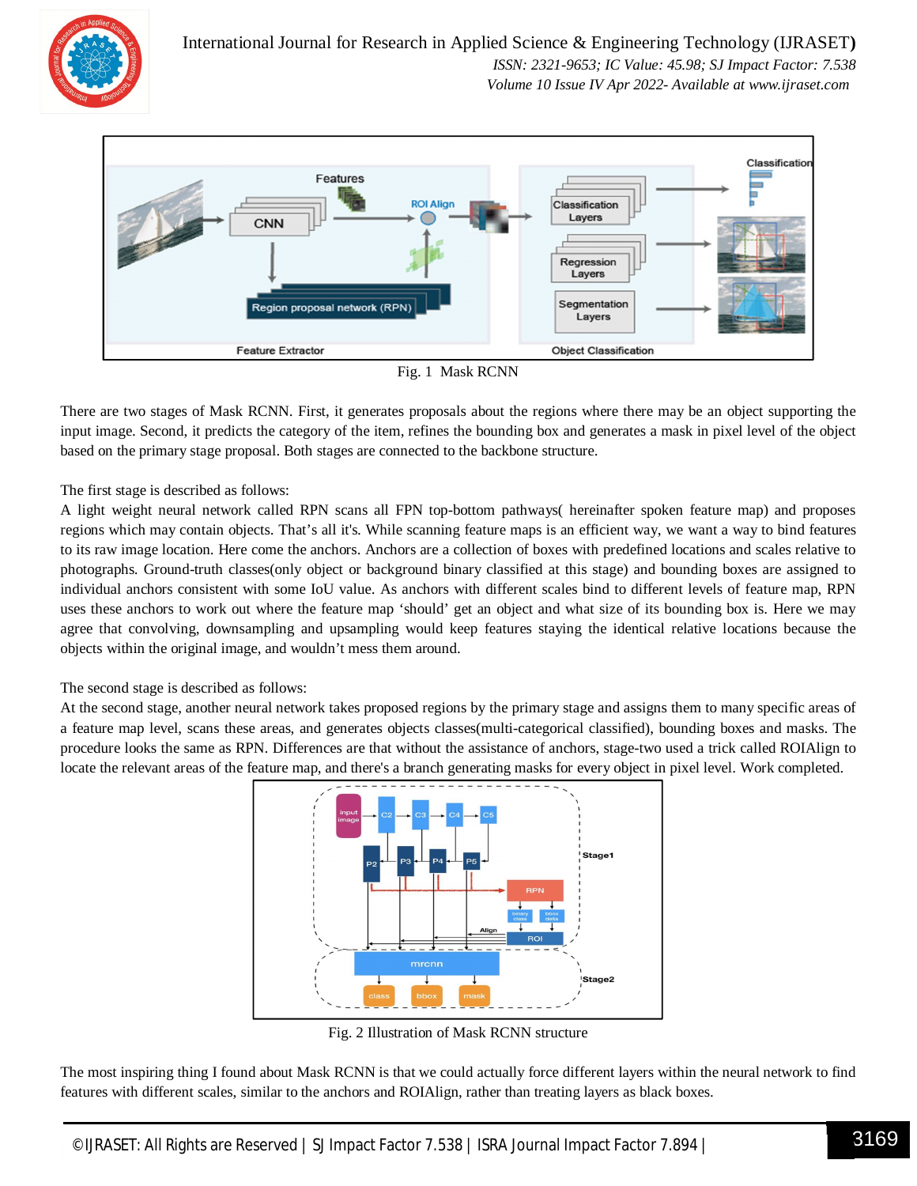Fig. 1 Mask RCNN

There are two stages of Mask RCNN. First, it generates proposals about the regions where there may be an object supporting the input image. Second, it predicts the category of the item, refines the bounding box and generates a mask in pixel level of the object based on the primary stage proposal. Both stages are connected to the backbone structure.

The first stage is described as follows:
A light weight neural network called RPN scans all FPN top-bottom pathways( hereinafter spoken feature map) and proposes regions which may contain objects. That's all it's. While scanning feature maps is an efficient way, we want a way to bind features to its raw image location. Here come the anchors. Anchors are a collection of boxes with predefined locations and scales relative to photographs. Ground-truth classes(only object or background binary classified at this stage) and bounding boxes are assigned to individual anchors consistent with some IoU value. As anchors with different scales bind to different levels of feature map, RPN uses these anchors to work out where the feature map 'should' get an object and what size of its bounding box is. Here we may agree that convolving, downsampling and upsampling would keep features staying the identical relative locations because the objects within the original image, and wouldn't mess them around.

The second stage is described as follows:
At the second stage, another neural network takes proposed regions by the primary stage and assigns them to many specific areas of a feature map level, scans these areas, and generates objects classes(multi-categorical classified), bounding boxes and masks. The procedure looks the same as RPN. Differences are that without the assistance of anchors, stage-two used a trick called ROIAlign to locate the relevant areas of the feature map, and there's a branch generating masks for every object in pixel level. Work completed.

Fig. 2 Illustration of Mask RCNN structure

The most inspiring thing I found about Mask RCNN is that we could actually force different layers within the neural network to find features with different scales, similar to the anchors and ROIAlign, rather than treating layers as black boxes.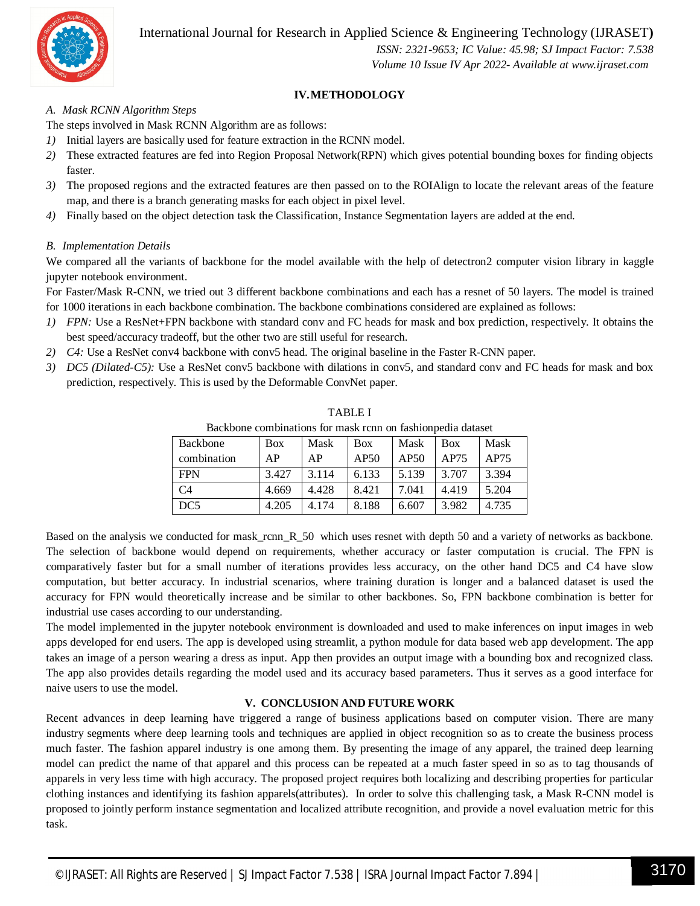## IV. METHODOLOGY

### A. Mask RCNN Algorithm Steps

The steps involved in Mask RCNN Algorithm are as follows:

1) Initial layers are basically used for feature extraction in the RCNN model.
2) These extracted features are fed into Region Proposal Network(RPN) which gives potential bounding boxes for finding objects faster.
3) The proposed regions and the extracted features are then passed on to the ROIAlign to locate the relevant areas of the feature map, and there is a branch generating masks for each object in pixel level.
4) Finally based on the object detection task the Classification, Instance Segmentation layers are added at the end.

### B. Implementation Details

We compared all the variants of backbone for the model available with the help of detectron2 computer vision library in kaggle jupyter notebook environment.

For Faster/Mask R-CNN, we tried out 3 different backbone combinations and each has a resnet of 50 layers. The model is trained for 1000 iterations in each backbone combination. The backbone combinations considered are explained as follows:

1) *FPN:* Use a ResNet+FPN backbone with standard conv and FC heads for mask and box prediction, respectively. It obtains the best speed/accuracy tradeoff, but the other two are still useful for research.
2) *C4:* Use a ResNet conv4 backbone with conv5 head. The original baseline in the Faster R-CNN paper.
3) *DC5 (Dilated-C5):* Use a ResNet conv5 backbone with dilations in conv5, and standard conv and FC heads for mask and box prediction, respectively. This is used by the Deformable ConvNet paper.

TABLE I

Backbone combinations for mask rcnn on fashionpedia dataset

| Backbone combination | Box AP | Mask AP | Box AP50 | Mask AP50 | Box AP75 | Mask AP75 |
|---|---|---|---|---|---|---|
| FPN | 3.427 | 3.114 | 6.133 | 5.139 | 3.707 | 3.394 |
| C4 | 4.669 | 4.428 | 8.421 | 7.041 | 4.419 | 5.204 |
| DC5 | 4.205 | 4.174 | 8.188 | 6.607 | 3.982 | 4.735 |

Based on the analysis we conducted for mask_rcnn_R_50 which uses resnet with depth 50 and a variety of networks as backbone. The selection of backbone would depend on requirements, whether accuracy or faster computation is crucial. The FPN is comparatively faster but for a small number of iterations provides less accuracy, on the other hand DC5 and C4 have slow computation, but better accuracy. In industrial scenarios, where training duration is longer and a balanced dataset is used the accuracy for FPN would theoretically increase and be similar to other backbones. So, FPN backbone combination is better for industrial use cases according to our understanding.

The model implemented in the jupyter notebook environment is downloaded and used to make inferences on input images in web apps developed for end users. The app is developed using streamlit, a python module for data based web app development. The app takes an image of a person wearing a dress as input. App then provides an output image with a bounding box and recognized class. The app also provides details regarding the model used and its accuracy based parameters. Thus it serves as a good interface for naive users to use the model.

## V. CONCLUSION AND FUTURE WORK

Recent advances in deep learning have triggered a range of business applications based on computer vision. There are many industry segments where deep learning tools and techniques are applied in object recognition so as to create the business process much faster. The fashion apparel industry is one among them. By presenting the image of any apparel, the trained deep learning model can predict the name of that apparel and this process can be repeated at a much faster speed in so as to tag thousands of apparels in very less time with high accuracy. The proposed project requires both localizing and describing properties for particular clothing instances and identifying its fashion apparels(attributes). In order to solve this challenging task, a Mask R-CNN model is proposed to jointly perform instance segmentation and localized attribute recognition, and provide a novel evaluation metric for this task.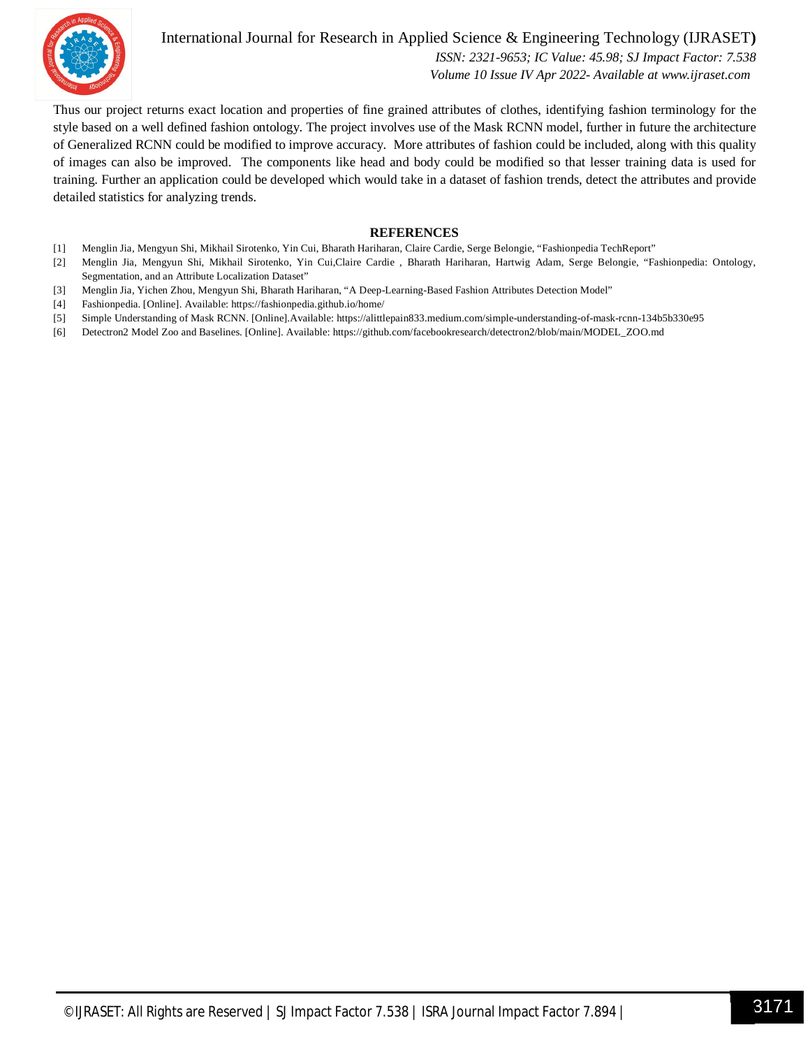Thus our project returns exact location and properties of fine grained attributes of clothes, identifying fashion terminology for the style based on a well defined fashion ontology. The project involves use of the Mask RCNN model, further in future the architecture of Generalized RCNN could be modified to improve accuracy. More attributes of fashion could be included, along with this quality of images can also be improved. The components like head and body could be modified so that lesser training data is used for training. Further an application could be developed which would take in a dataset of fashion trends, detect the attributes and provide detailed statistics for analyzing trends.

## REFERENCES

[1] Menglin Jia, Mengyun Shi, Mikhail Sirotenko, Yin Cui, Bharath Hariharan, Claire Cardie, Serge Belongie, "Fashionpedia TechReport"

[2] Menglin Jia, Mengyun Shi, Mikhail Sirotenko, Yin Cui,Claire Cardie , Bharath Hariharan, Hartwig Adam, Serge Belongie, "Fashionpedia: Ontology, Segmentation, and an Attribute Localization Dataset"

[3] Menglin Jia, Yichen Zhou, Mengyun Shi, Bharath Hariharan, "A Deep-Learning-Based Fashion Attributes Detection Model"

[4] Fashionpedia. [Online]. Available: https://fashionpedia.github.io/home/

[5] Simple Understanding of Mask RCNN. [Online].Available: https://alittlepain833.medium.com/simple-understanding-of-mask-rcnn-134b5b330e95

[6] Detectron2 Model Zoo and Baselines. [Online]. Available: https://github.com/facebookresearch/detectron2/blob/main/MODEL_ZOO.md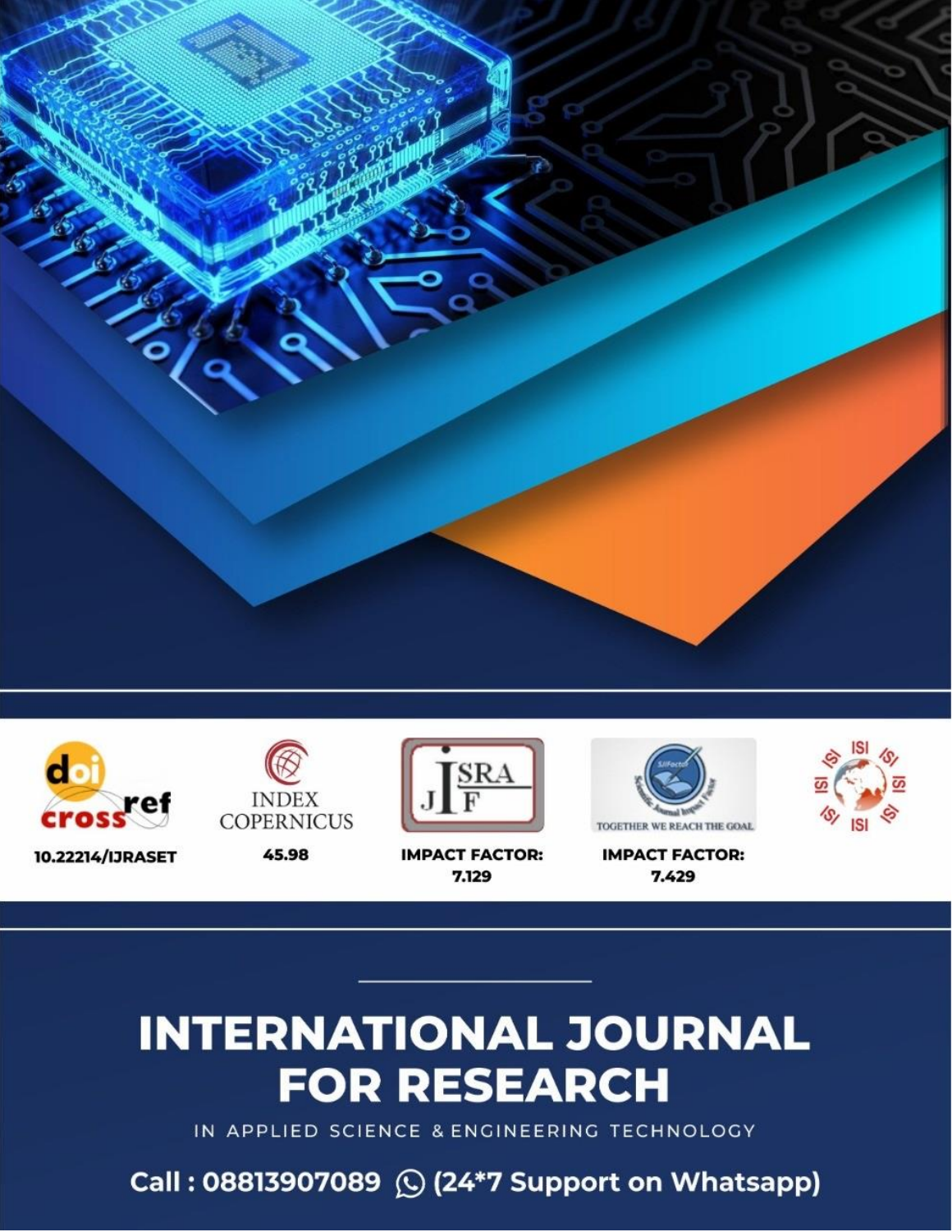10.22214/IJRASET

45.98

IMPACT FACTOR: 7.129

IMPACT FACTOR: 7.429

# INTERNATIONAL JOURNAL FOR RESEARCH

IN APPLIED SCIENCE & ENGINEERING TECHNOLOGY

Call : 08813907089 (24*7 Support on Whatsapp)